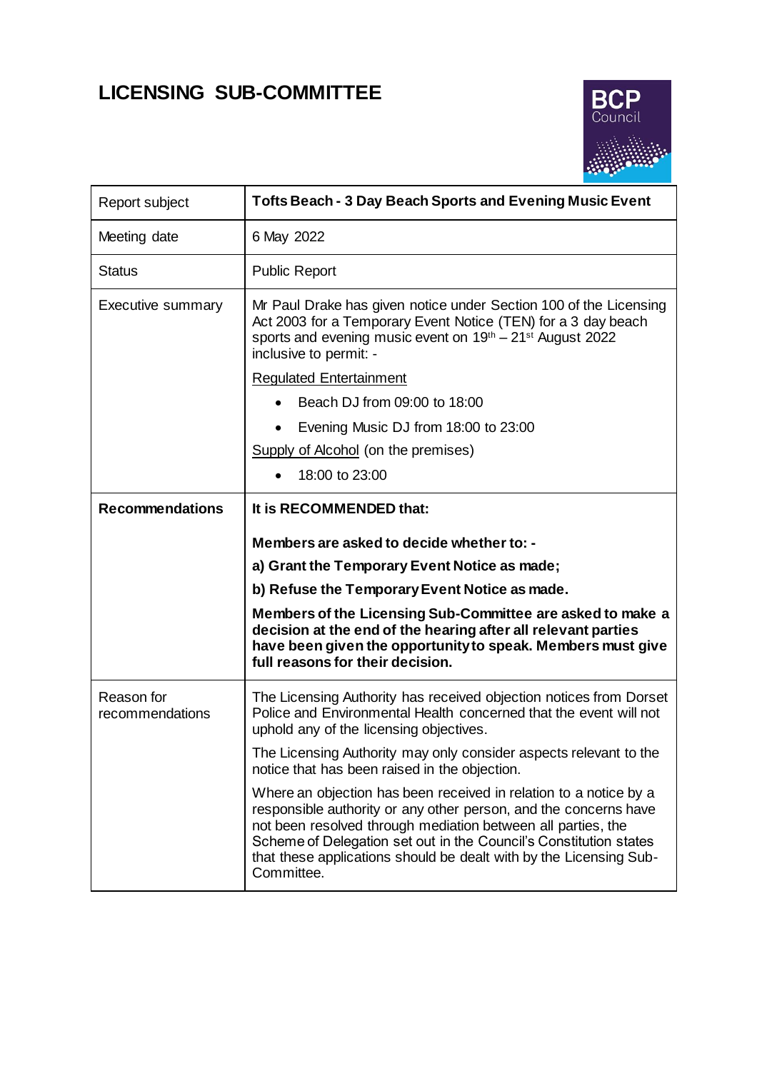# LICENSING SUB-COMMITTEE

| Report subject | **Tofts Beach - 3 Day Beach Sports and Evening Music Event** |
|---|---|
| Meeting date | 6 May 2022 |
| Status | Public Report |
| Executive summary | Mr Paul Drake has given notice under Section 100 of the Licensing Act 2003 for a Temporary Event Notice (TEN) for a 3 day beach sports and evening music event on 19th – 21st August 2022 inclusive to permit: -<br><br>Regulated Entertainment<br>• Beach DJ from 09:00 to 18:00<br>• Evening Music DJ from 18:00 to 23:00<br><br>Supply of Alcohol (on the premises)<br>• 18:00 to 23:00 |
| **Recommendations** | **It is RECOMMENDED that:**<br><br>**Members are asked to decide whether to: -**<br>**a) Grant the Temporary Event Notice as made;**<br>**b) Refuse the Temporary Event Notice as made.**<br><br>**Members of the Licensing Sub-Committee are asked to make a decision at the end of the hearing after all relevant parties have been given the opportunity to speak. Members must give full reasons for their decision.** |
| Reason for recommendations | The Licensing Authority has received objection notices from Dorset Police and Environmental Health concerned that the event will not uphold any of the licensing objectives.<br><br>The Licensing Authority may only consider aspects relevant to the notice that has been raised in the objection.<br><br>Where an objection has been received in relation to a notice by a responsible authority or any other person, and the concerns have not been resolved through mediation between all parties, the Scheme of Delegation set out in the Council's Constitution states that these applications should be dealt with by the Licensing Sub-Committee. |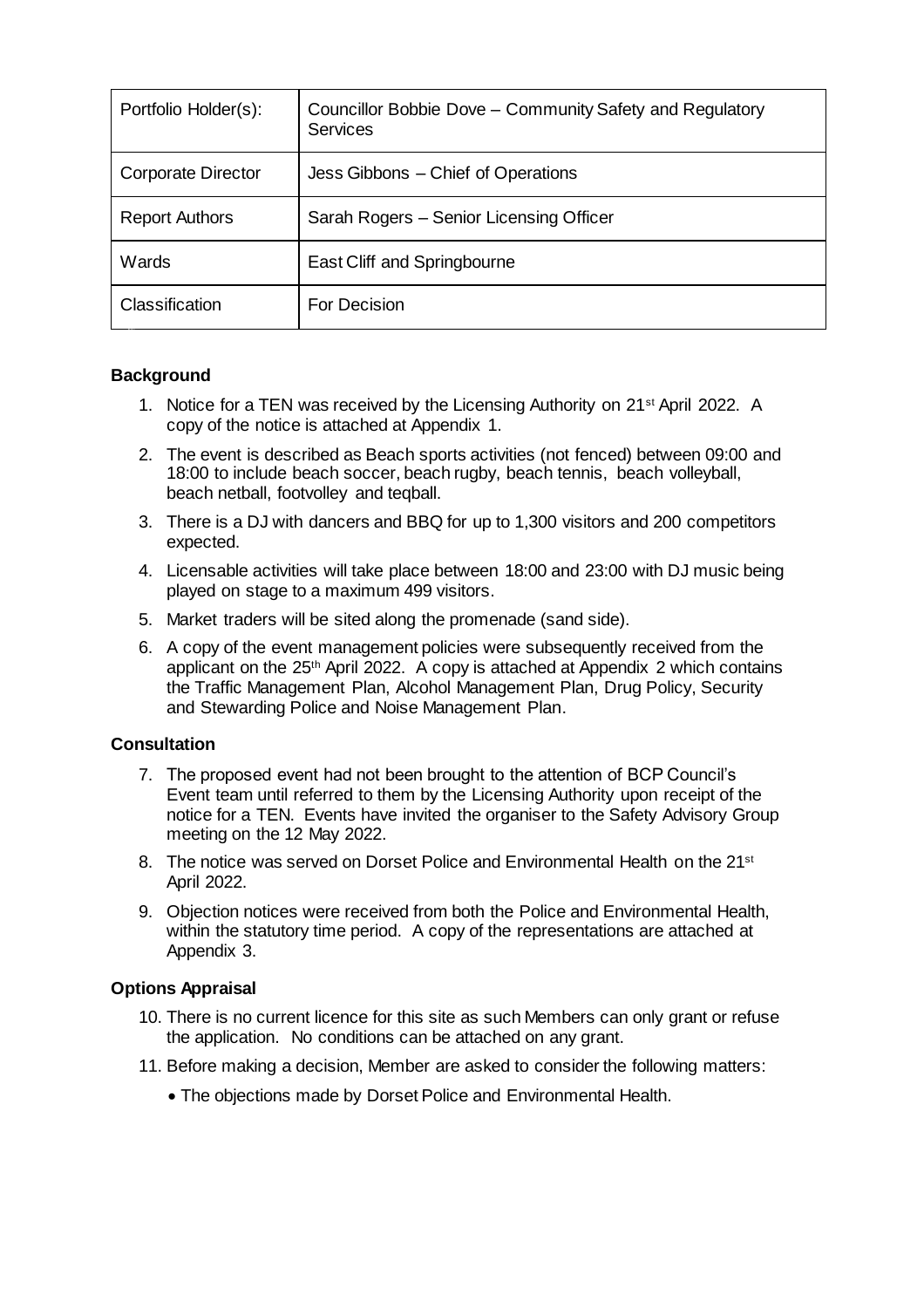| Portfolio Holder(s): | Councillor Bobbie Dove – Community Safety and Regulatory Services |
|---|---|
| Corporate Director | Jess Gibbons – Chief of Operations |
| Report Authors | Sarah Rogers – Senior Licensing Officer |
| Wards | East Cliff and Springbourne |
| Classification | For Decision |

## Background

1. Notice for a TEN was received by the Licensing Authority on 21st April 2022. A copy of the notice is attached at Appendix 1.
2. The event is described as Beach sports activities (not fenced) between 09:00 and 18:00 to include beach soccer, beach rugby, beach tennis, beach volleyball, beach netball, footvolley and teqball.
3. There is a DJ with dancers and BBQ for up to 1,300 visitors and 200 competitors expected.
4. Licensable activities will take place between 18:00 and 23:00 with DJ music being played on stage to a maximum 499 visitors.
5. Market traders will be sited along the promenade (sand side).
6. A copy of the event management policies were subsequently received from the applicant on the 25th April 2022. A copy is attached at Appendix 2 which contains the Traffic Management Plan, Alcohol Management Plan, Drug Policy, Security and Stewarding Police and Noise Management Plan.

## Consultation

7. The proposed event had not been brought to the attention of BCP Council's Event team until referred to them by the Licensing Authority upon receipt of the notice for a TEN. Events have invited the organiser to the Safety Advisory Group meeting on the 12 May 2022.
8. The notice was served on Dorset Police and Environmental Health on the 21st April 2022.
9. Objection notices were received from both the Police and Environmental Health, within the statutory time period. A copy of the representations are attached at Appendix 3.

## Options Appraisal

10. There is no current licence for this site as such Members can only grant or refuse the application. No conditions can be attached on any grant.
11. Before making a decision, Member are asked to consider the following matters:
    - The objections made by Dorset Police and Environmental Health.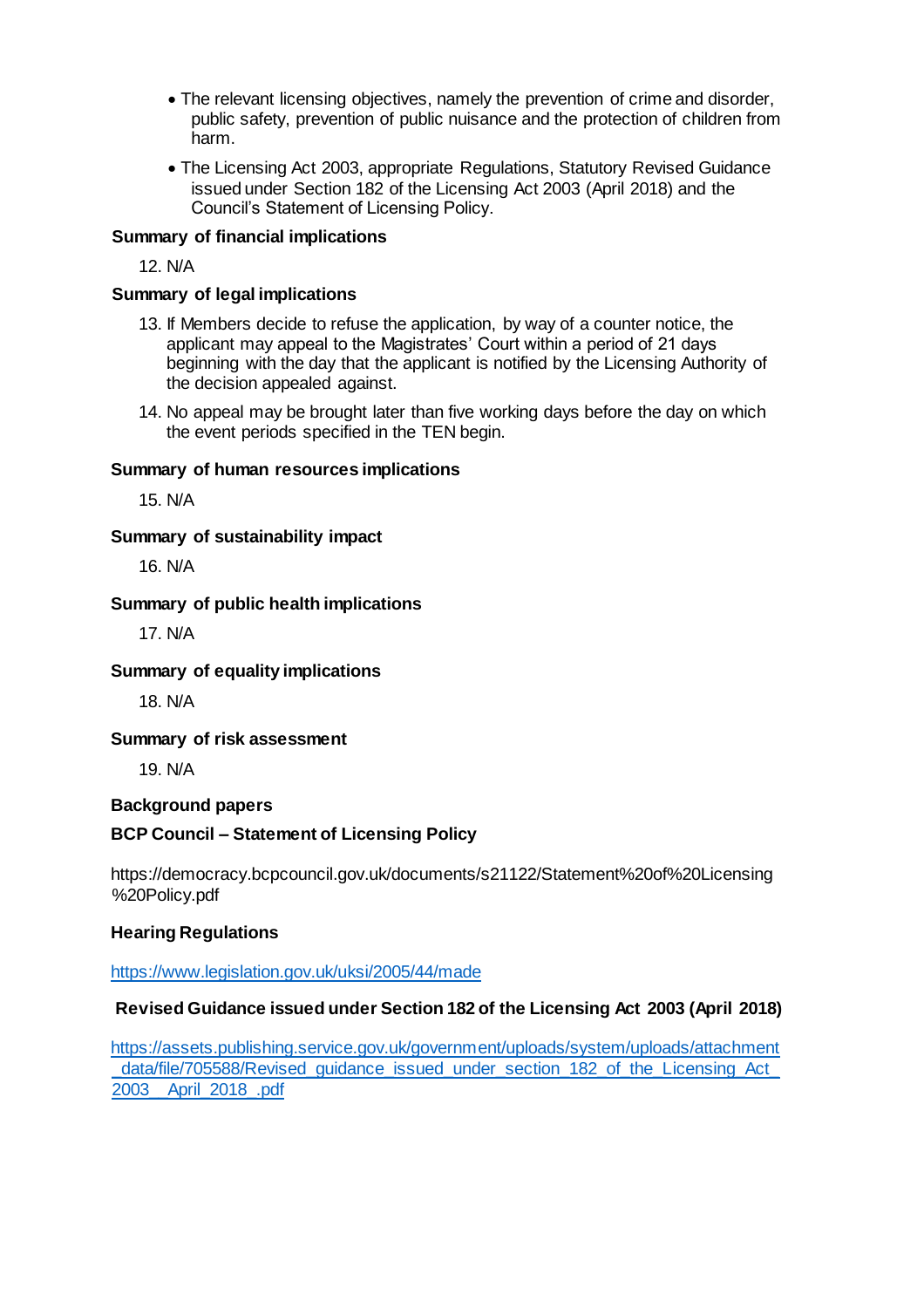- The relevant licensing objectives, namely the prevention of crime and disorder, public safety, prevention of public nuisance and the protection of children from harm.
- The Licensing Act 2003, appropriate Regulations, Statutory Revised Guidance issued under Section 182 of the Licensing Act 2003 (April 2018) and the Council's Statement of Licensing Policy.

**Summary of financial implications**

12. N/A

**Summary of legal implications**

13. If Members decide to refuse the application, by way of a counter notice, the applicant may appeal to the Magistrates' Court within a period of 21 days beginning with the day that the applicant is notified by the Licensing Authority of the decision appealed against.
14. No appeal may be brought later than five working days before the day on which the event periods specified in the TEN begin.

**Summary of human resources implications**

15. N/A

**Summary of sustainability impact**

16. N/A

**Summary of public health implications**

17. N/A

**Summary of equality implications**

18. N/A

**Summary of risk assessment**

19. N/A

**Background papers**

**BCP Council – Statement of Licensing Policy**

https://democracy.bcpcouncil.gov.uk/documents/s21122/Statement%20of%20Licensing%20Policy.pdf

**Hearing Regulations**

https://www.legislation.gov.uk/uksi/2005/44/made

**Revised Guidance issued under Section 182 of the Licensing Act 2003 (April 2018)**

https://assets.publishing.service.gov.uk/government/uploads/system/uploads/attachment_data/file/705588/Revised_guidance_issued_under_section_182_of_the_Licensing_Act_2003__April_2018_.pdf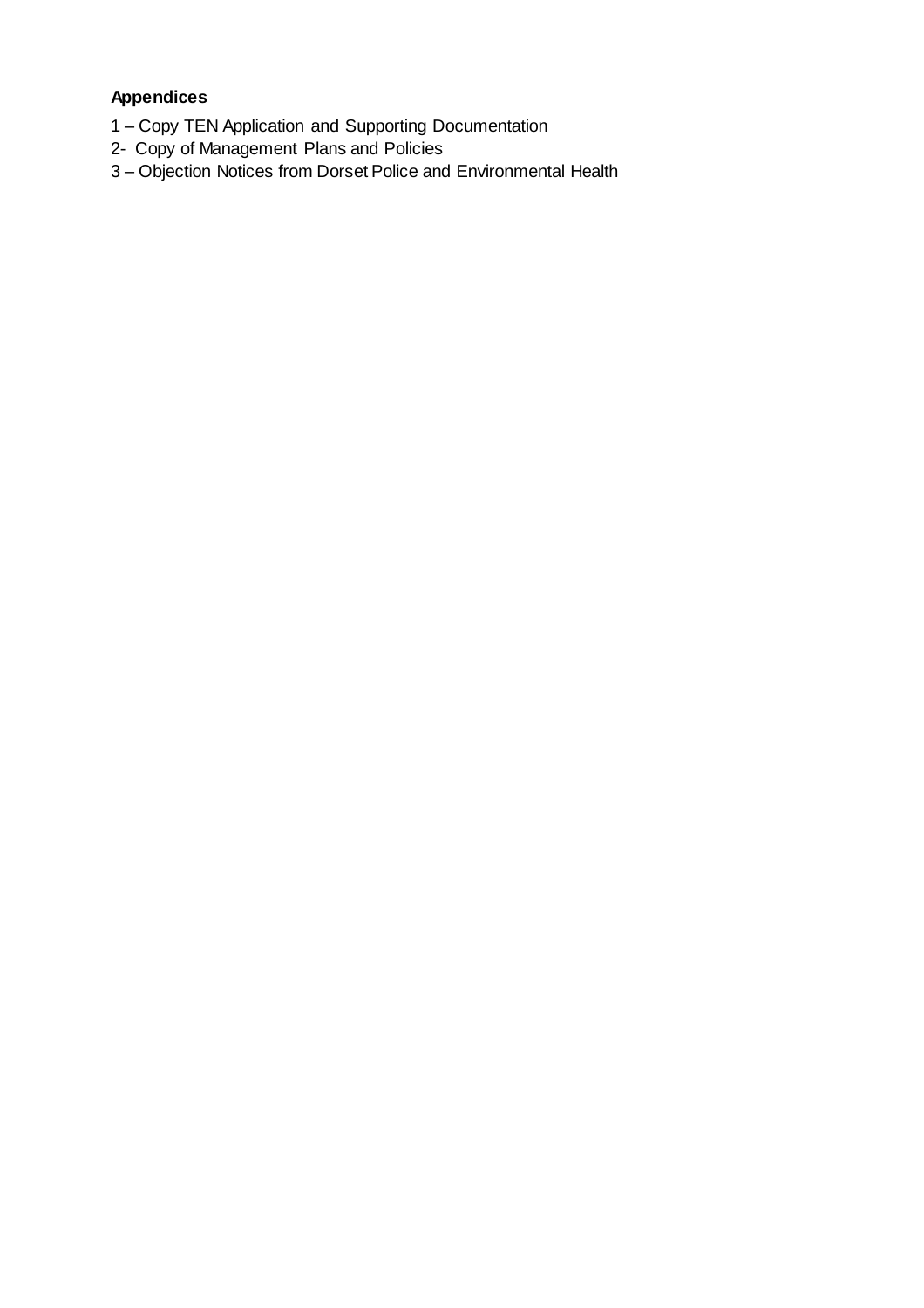**Appendices**

1 – Copy TEN Application and Supporting Documentation
2- Copy of Management Plans and Policies
3 – Objection Notices from Dorset Police and Environmental Health